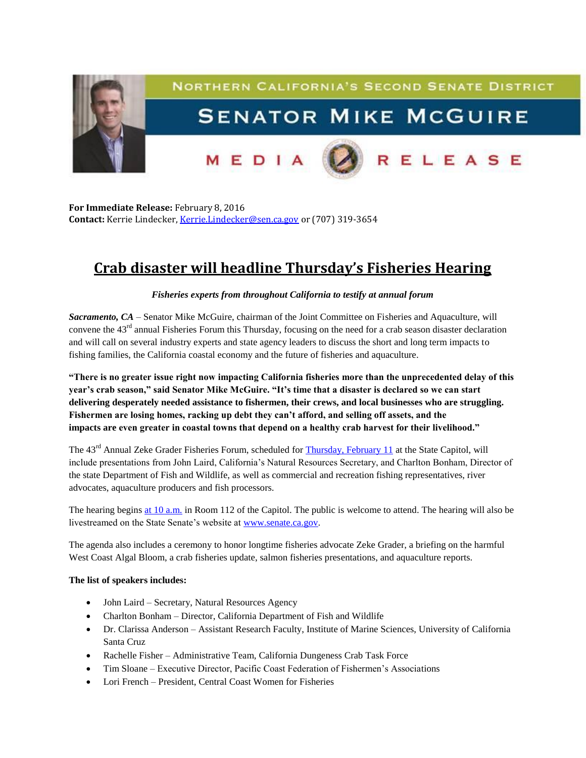NORTHERN CALIFORNIA'S SECOND SENATE DISTRICT

SENATOR MIKE MCGUIRE

MEDIA RELEASE

**For Immediate Release:** February 8, 2016
**Contact:** Kerrie Lindecker, Kerrie.Lindecker@sen.ca.gov or (707) 319-3654

# Crab disaster will headline Thursday's Fisheries Hearing

***Fisheries experts from throughout California to testify at annual forum***

***Sacramento, CA*** – Senator Mike McGuire, chairman of the Joint Committee on Fisheries and Aquaculture, will convene the 43rd annual Fisheries Forum this Thursday, focusing on the need for a crab season disaster declaration and will call on several industry experts and state agency leaders to discuss the short and long term impacts to fishing families, the California coastal economy and the future of fisheries and aquaculture.

**"There is no greater issue right now impacting California fisheries more than the unprecedented delay of this year's crab season," said Senator Mike McGuire. "It's time that a disaster is declared so we can start delivering desperately needed assistance to fishermen, their crews, and local businesses who are struggling. Fishermen are losing homes, racking up debt they can't afford, and selling off assets, and the impacts are even greater in coastal towns that depend on a healthy crab harvest for their livelihood."**

The 43rd Annual Zeke Grader Fisheries Forum, scheduled for Thursday, February 11 at the State Capitol, will include presentations from John Laird, California's Natural Resources Secretary, and Charlton Bonham, Director of the state Department of Fish and Wildlife, as well as commercial and recreation fishing representatives, river advocates, aquaculture producers and fish processors.

The hearing begins at 10 a.m. in Room 112 of the Capitol. The public is welcome to attend. The hearing will also be livestreamed on the State Senate's website at www.senate.ca.gov.

The agenda also includes a ceremony to honor longtime fisheries advocate Zeke Grader, a briefing on the harmful West Coast Algal Bloom, a crab fisheries update, salmon fisheries presentations, and aquaculture reports.

**The list of speakers includes:**

- John Laird – Secretary, Natural Resources Agency
- Charlton Bonham – Director, California Department of Fish and Wildlife
- Dr. Clarissa Anderson – Assistant Research Faculty, Institute of Marine Sciences, University of California Santa Cruz
- Rachelle Fisher – Administrative Team, California Dungeness Crab Task Force
- Tim Sloane – Executive Director, Pacific Coast Federation of Fishermen's Associations
- Lori French – President, Central Coast Women for Fisheries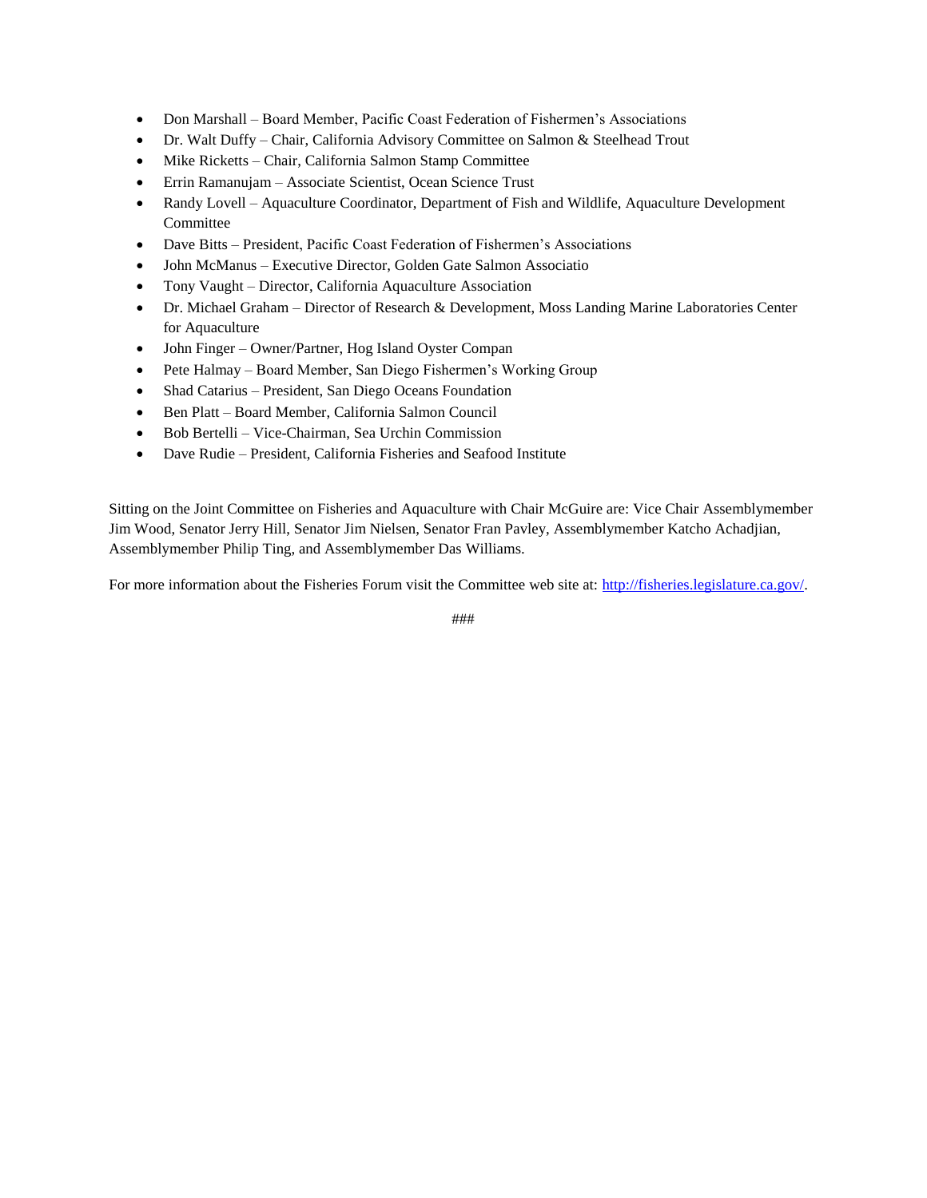- Don Marshall – Board Member, Pacific Coast Federation of Fishermen's Associations
- Dr. Walt Duffy – Chair, California Advisory Committee on Salmon & Steelhead Trout
- Mike Ricketts – Chair, California Salmon Stamp Committee
- Errin Ramanujam – Associate Scientist, Ocean Science Trust
- Randy Lovell – Aquaculture Coordinator, Department of Fish and Wildlife, Aquaculture Development Committee
- Dave Bitts – President, Pacific Coast Federation of Fishermen's Associations
- John McManus – Executive Director, Golden Gate Salmon Associatio
- Tony Vaught – Director, California Aquaculture Association
- Dr. Michael Graham – Director of Research & Development, Moss Landing Marine Laboratories Center for Aquaculture
- John Finger – Owner/Partner, Hog Island Oyster Compan
- Pete Halmay – Board Member, San Diego Fishermen's Working Group
- Shad Catarius – President, San Diego Oceans Foundation
- Ben Platt – Board Member, California Salmon Council
- Bob Bertelli – Vice-Chairman, Sea Urchin Commission
- Dave Rudie – President, California Fisheries and Seafood Institute

Sitting on the Joint Committee on Fisheries and Aquaculture with Chair McGuire are: Vice Chair Assemblymember Jim Wood, Senator Jerry Hill, Senator Jim Nielsen, Senator Fran Pavley, Assemblymember Katcho Achadjian, Assemblymember Philip Ting, and Assemblymember Das Williams.

For more information about the Fisheries Forum visit the Committee web site at: http://fisheries.legislature.ca.gov/.

###